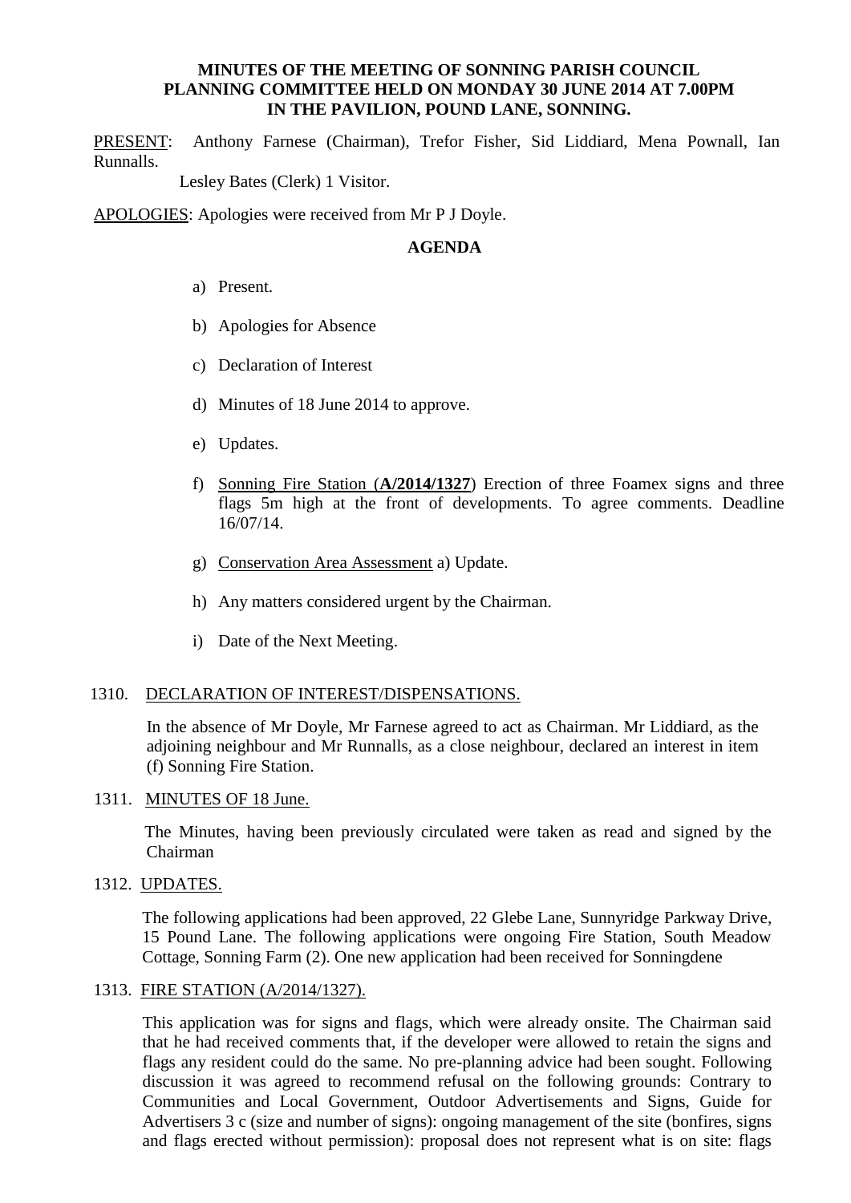**MINUTES OF THE MEETING OF SONNING PARISH COUNCIL PLANNING COMMITTEE HELD ON MONDAY 30 JUNE 2014 AT 7.00PM IN THE PAVILION, POUND LANE, SONNING.**

PRESENT: Anthony Farnese (Chairman), Trefor Fisher, Sid Liddiard, Mena Pownall, Ian Runnalls.

Lesley Bates (Clerk) 1 Visitor.

APOLOGIES: Apologies were received from Mr P J Doyle.

**AGENDA**

a) Present.

b) Apologies for Absence

c) Declaration of Interest

d) Minutes of 18 June 2014 to approve.

e) Updates.

f) Sonning Fire Station (**A/2014/1327**) Erection of three Foamex signs and three flags 5m high at the front of developments. To agree comments. Deadline 16/07/14.

g) Conservation Area Assessment a) Update.

h) Any matters considered urgent by the Chairman.

i) Date of the Next Meeting.

1310. DECLARATION OF INTEREST/DISPENSATIONS.

In the absence of Mr Doyle, Mr Farnese agreed to act as Chairman. Mr Liddiard, as the adjoining neighbour and Mr Runnalls, as a close neighbour, declared an interest in item (f) Sonning Fire Station.

1311. MINUTES OF 18 June.

The Minutes, having been previously circulated were taken as read and signed by the Chairman

1312. UPDATES.

The following applications had been approved, 22 Glebe Lane, Sunnyridge Parkway Drive, 15 Pound Lane. The following applications were ongoing Fire Station, South Meadow Cottage, Sonning Farm (2). One new application had been received for Sonningdene

1313. FIRE STATION (A/2014/1327).

This application was for signs and flags, which were already onsite. The Chairman said that he had received comments that, if the developer were allowed to retain the signs and flags any resident could do the same. No pre-planning advice had been sought. Following discussion it was agreed to recommend refusal on the following grounds: Contrary to Communities and Local Government, Outdoor Advertisements and Signs, Guide for Advertisers 3 c (size and number of signs): ongoing management of the site (bonfires, signs and flags erected without permission): proposal does not represent what is on site: flags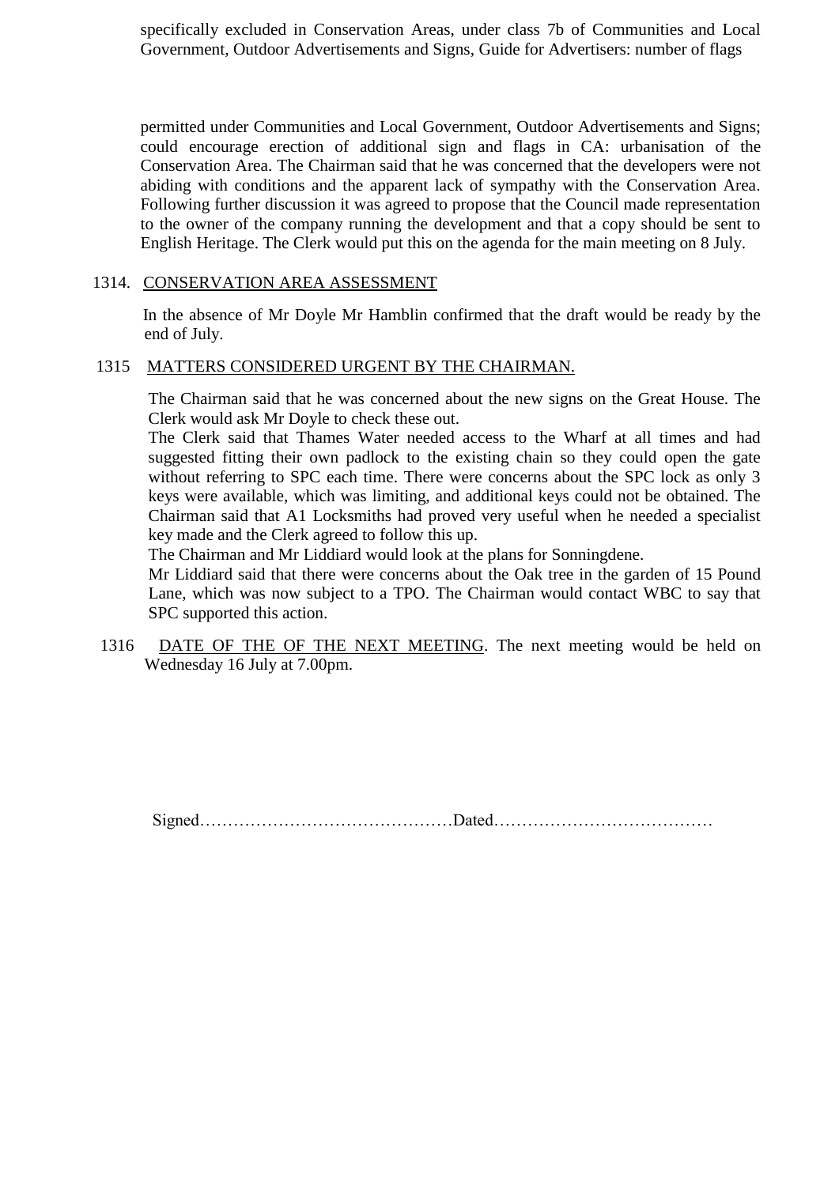specifically excluded in Conservation Areas, under class 7b of Communities and Local Government, Outdoor Advertisements and Signs, Guide for Advertisers: number of flags

permitted under Communities and Local Government, Outdoor Advertisements and Signs; could encourage erection of additional sign and flags in CA: urbanisation of the Conservation Area. The Chairman said that he was concerned that the developers were not abiding with conditions and the apparent lack of sympathy with the Conservation Area. Following further discussion it was agreed to propose that the Council made representation to the owner of the company running the development and that a copy should be sent to English Heritage. The Clerk would put this on the agenda for the main meeting on 8 July.

1314. CONSERVATION AREA ASSESSMENT

In the absence of Mr Doyle Mr Hamblin confirmed that the draft would be ready by the end of July.

1315 MATTERS CONSIDERED URGENT BY THE CHAIRMAN.

The Chairman said that he was concerned about the new signs on the Great House. The Clerk would ask Mr Doyle to check these out.

The Clerk said that Thames Water needed access to the Wharf at all times and had suggested fitting their own padlock to the existing chain so they could open the gate without referring to SPC each time. There were concerns about the SPC lock as only 3 keys were available, which was limiting, and additional keys could not be obtained. The Chairman said that A1 Locksmiths had proved very useful when he needed a specialist key made and the Clerk agreed to follow this up.

The Chairman and Mr Liddiard would look at the plans for Sonningdene.

Mr Liddiard said that there were concerns about the Oak tree in the garden of 15 Pound Lane, which was now subject to a TPO. The Chairman would contact WBC to say that SPC supported this action.

1316 DATE OF THE OF THE NEXT MEETING. The next meeting would be held on Wednesday 16 July at 7.00pm.

Signed………………………………………Dated…………………………………